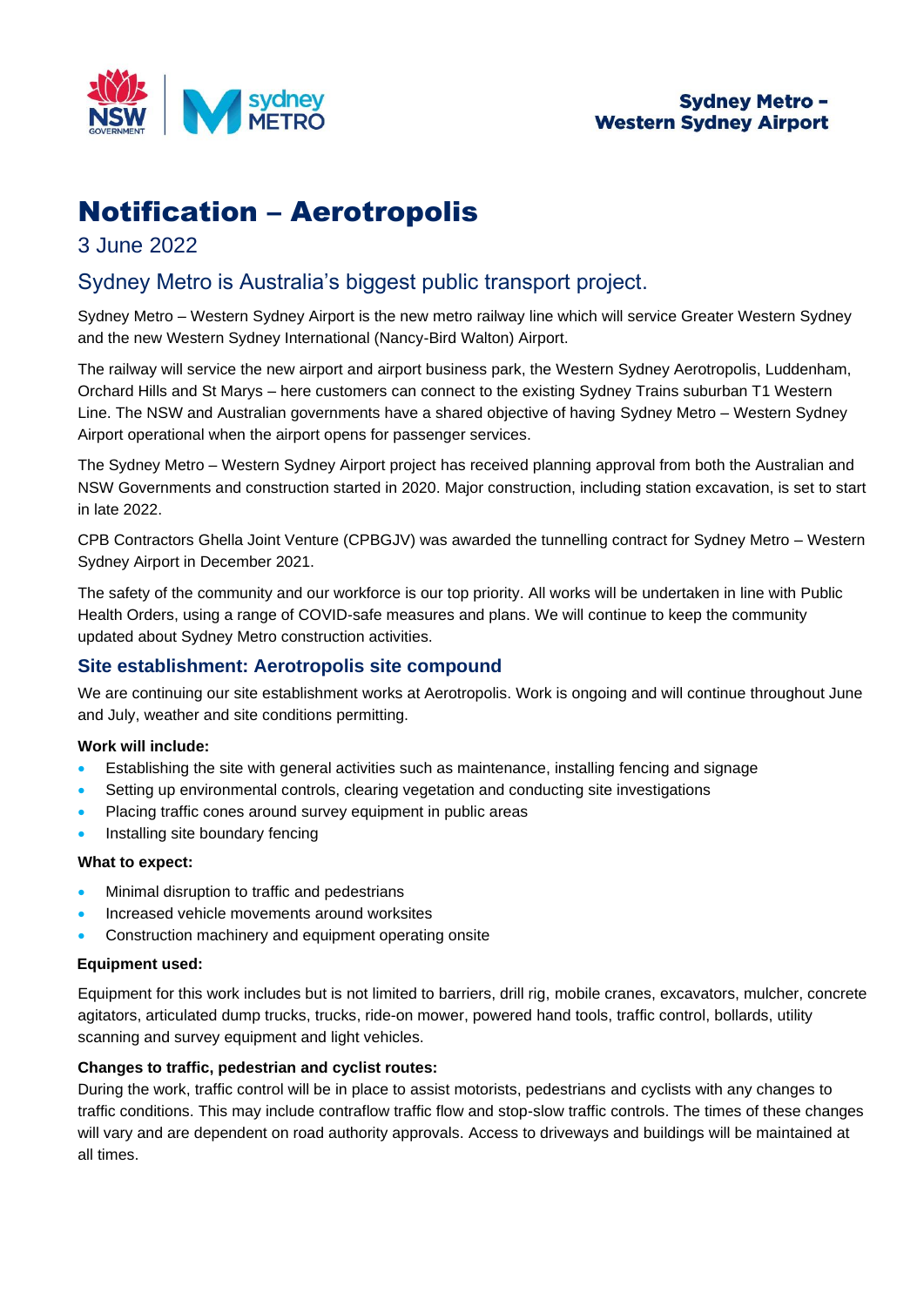Sydney Metro – Western Sydney Airport

# Notification – Aerotropolis

3 June 2022

## Sydney Metro is Australia's biggest public transport project.

Sydney Metro – Western Sydney Airport is the new metro railway line which will service Greater Western Sydney and the new Western Sydney International (Nancy-Bird Walton) Airport.

The railway will service the new airport and airport business park, the Western Sydney Aerotropolis, Luddenham, Orchard Hills and St Marys – here customers can connect to the existing Sydney Trains suburban T1 Western Line. The NSW and Australian governments have a shared objective of having Sydney Metro – Western Sydney Airport operational when the airport opens for passenger services.

The Sydney Metro – Western Sydney Airport project has received planning approval from both the Australian and NSW Governments and construction started in 2020. Major construction, including station excavation, is set to start in late 2022.

CPB Contractors Ghella Joint Venture (CPBGJV) was awarded the tunnelling contract for Sydney Metro – Western Sydney Airport in December 2021.

The safety of the community and our workforce is our top priority. All works will be undertaken in line with Public Health Orders, using a range of COVID-safe measures and plans. We will continue to keep the community updated about Sydney Metro construction activities.

### Site establishment: Aerotropolis site compound

We are continuing our site establishment works at Aerotropolis. Work is ongoing and will continue throughout June and July, weather and site conditions permitting.

**Work will include:**

- Establishing the site with general activities such as maintenance, installing fencing and signage
- Setting up environmental controls, clearing vegetation and conducting site investigations
- Placing traffic cones around survey equipment in public areas
- Installing site boundary fencing

**What to expect:**

- Minimal disruption to traffic and pedestrians
- Increased vehicle movements around worksites
- Construction machinery and equipment operating onsite

**Equipment used:**

Equipment for this work includes but is not limited to barriers, drill rig, mobile cranes, excavators, mulcher, concrete agitators, articulated dump trucks, trucks, ride-on mower, powered hand tools, traffic control, bollards, utility scanning and survey equipment and light vehicles.

**Changes to traffic, pedestrian and cyclist routes:**

During the work, traffic control will be in place to assist motorists, pedestrians and cyclists with any changes to traffic conditions. This may include contraflow traffic flow and stop-slow traffic controls. The times of these changes will vary and are dependent on road authority approvals. Access to driveways and buildings will be maintained at all times.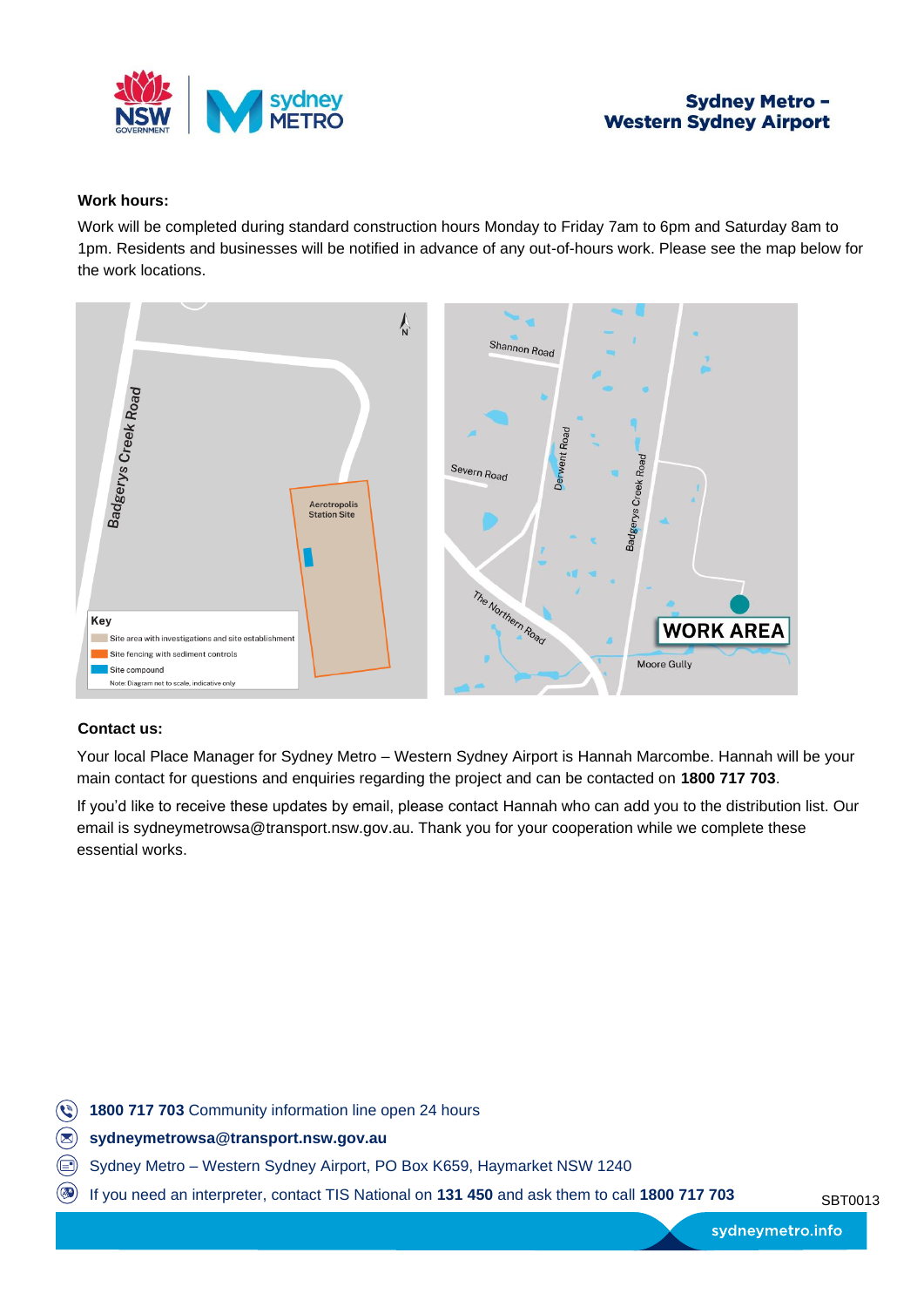**Work hours:**

Work will be completed during standard construction hours Monday to Friday 7am to 6pm and Saturday 8am to 1pm. Residents and businesses will be notified in advance of any out-of-hours work. Please see the map below for the work locations.

Badgerys Creek Road

Aerotropolis Station Site

Key

Site area with investigations and site establishment

Site fencing with sediment controls

Site compound

Note: Diagram not to scale, indicative only

Shannon Road

Severn Road

Derwent Road

Badgerys Creek Road

The Northern Road

WORK AREA

Moore Gully

**Contact us:**

Your local Place Manager for Sydney Metro – Western Sydney Airport is Hannah Marcombe. Hannah will be your main contact for questions and enquiries regarding the project and can be contacted on **1800 717 703**.

If you'd like to receive these updates by email, please contact Hannah who can add you to the distribution list. Our email is sydneymetrowsa@transport.nsw.gov.au. Thank you for your cooperation while we complete these essential works.

**1800 717 703** Community information line open 24 hours

**sydneymetrowsa@transport.nsw.gov.au**

Sydney Metro – Western Sydney Airport, PO Box K659, Haymarket NSW 1240

If you need an interpreter, contact TIS National on **131 450** and ask them to call **1800 717 703**

SBT0013

sydneymetro.info